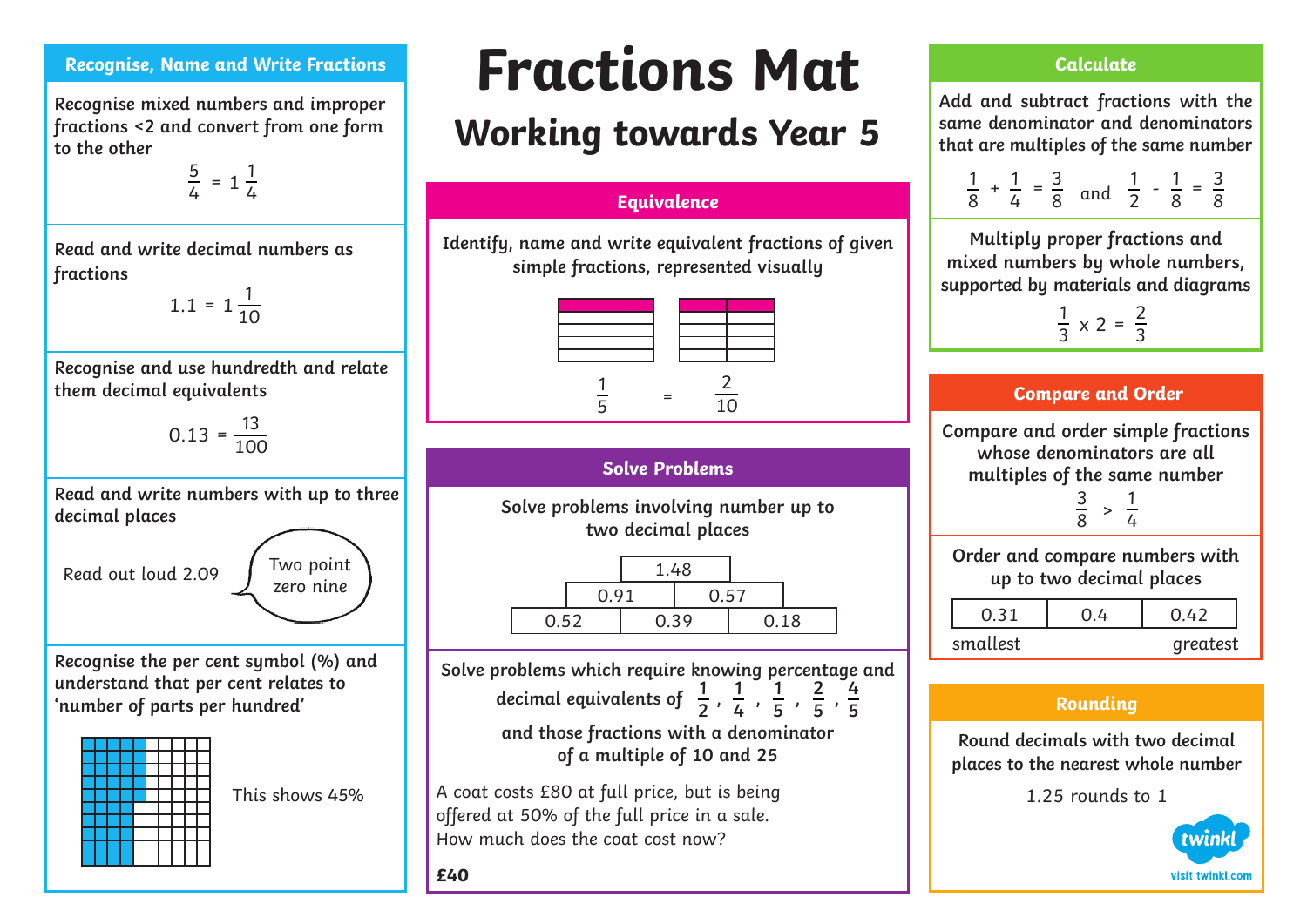# Fractions Mat

## Working towards Year 5

### Recognise, Name and Write Fractions

Recognise mixed numbers and improper fractions <2 and convert from one form to the other

$$\frac{5}{4} = 1\frac{1}{4}$$

Read and write decimal numbers as fractions

$$1.1 = 1\frac{1}{10}$$

Recognise and use hundredth and relate them decimal equivalents

$$0.13 = \frac{13}{100}$$

Read and write numbers with up to three decimal places

Read out loud 2.09 — Two point zero nine

Recognise the per cent symbol (%) and understand that per cent relates to 'number of parts per hundred'

This shows 45%

### Equivalence

Identify, name and write equivalent fractions of given simple fractions, represented visually

$$\frac{1}{5} = \frac{2}{10}$$

### Solve Problems

Solve problems involving number up to two decimal places

| | 1.48 | |
|---|---|---|
| 0.91 | | 0.57 |
| 0.52 | 0.39 | 0.18 |

Solve problems which require knowing percentage and decimal equivalents of $\frac{1}{2}$, $\frac{1}{4}$, $\frac{1}{5}$, $\frac{2}{5}$, $\frac{4}{5}$ and those fractions with a denominator of a multiple of 10 and 25

A coat costs £80 at full price, but is being offered at 50% of the full price in a sale. How much does the coat cost now?

**£40**

### Calculate

Add and subtract fractions with the same denominator and denominators that are multiples of the same number

$$\frac{1}{8} + \frac{1}{4} = \frac{3}{8} \quad \text{and} \quad \frac{1}{2} - \frac{1}{8} = \frac{3}{8}$$

Multiply proper fractions and mixed numbers by whole numbers, supported by materials and diagrams

$$\frac{1}{3} \times 2 = \frac{2}{3}$$

### Compare and Order

Compare and order simple fractions whose denominators are all multiples of the same number

$$\frac{3}{8} > \frac{1}{4}$$

Order and compare numbers with up to two decimal places

| 0.31 | 0.4 | 0.42 |
|---|---|---|
| smallest | | greatest |

### Rounding

Round decimals with two decimal places to the nearest whole number

1.25 rounds to 1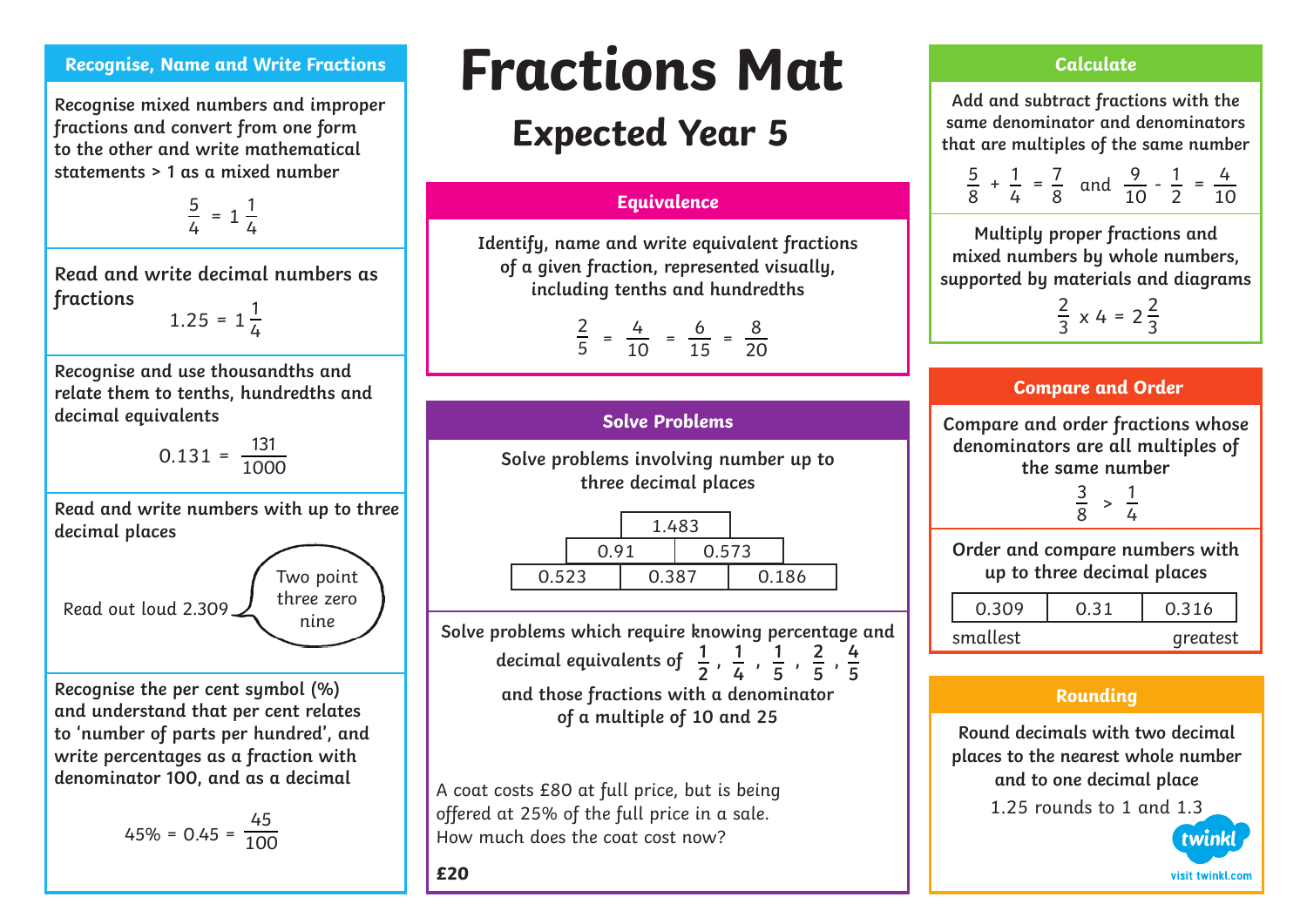# Fractions Mat

## Expected Year 5

### Recognise, Name and Write Fractions

Recognise mixed numbers and improper fractions and convert from one form to the other and write mathematical statements > 1 as a mixed number

$$\frac{5}{4} = 1\frac{1}{4}$$

Read and write decimal numbers as fractions

$$1.25 = 1\frac{1}{4}$$

Recognise and use thousandths and relate them to tenths, hundredths and decimal equivalents

$$0.131 = \frac{131}{1000}$$

Read and write numbers with up to three decimal places

Read out loud 2.309 — "Two point three zero nine"

Recognise the per cent symbol (%) and understand that per cent relates to 'number of parts per hundred', and write percentages as a fraction with denominator 100, and as a decimal

$$45\% = 0.45 = \frac{45}{100}$$

### Equivalence

Identify, name and write equivalent fractions of a given fraction, represented visually, including tenths and hundredths

$$\frac{2}{5} = \frac{4}{10} = \frac{6}{15} = \frac{8}{20}$$

### Solve Problems

Solve problems involving number up to three decimal places

| | 1.483 | |
|---|---|---|
| 0.91 | | 0.573 |
| 0.523 | 0.387 | 0.186 |

Solve problems which require knowing percentage and decimal equivalents of $\frac{1}{2}$, $\frac{1}{4}$, $\frac{1}{5}$, $\frac{2}{5}$, $\frac{4}{5}$ and those fractions with a denominator of a multiple of 10 and 25

A coat costs £80 at full price, but is being offered at 25% of the full price in a sale. How much does the coat cost now?

**£20**

### Calculate

Add and subtract fractions with the same denominator and denominators that are multiples of the same number

$$\frac{5}{8} + \frac{1}{4} = \frac{7}{8} \text{ and } \frac{9}{10} - \frac{1}{2} = \frac{4}{10}$$

Multiply proper fractions and mixed numbers by whole numbers, supported by materials and diagrams

$$\frac{2}{3} \times 4 = 2\frac{2}{3}$$

### Compare and Order

Compare and order fractions whose denominators are all multiples of the same number

$$\frac{3}{8} > \frac{1}{4}$$

Order and compare numbers with up to three decimal places

| 0.309 | 0.31 | 0.316 |
|---|---|---|
| smallest | | greatest |

### Rounding

Round decimals with two decimal places to the nearest whole number and to one decimal place

1.25 rounds to 1 and 1.3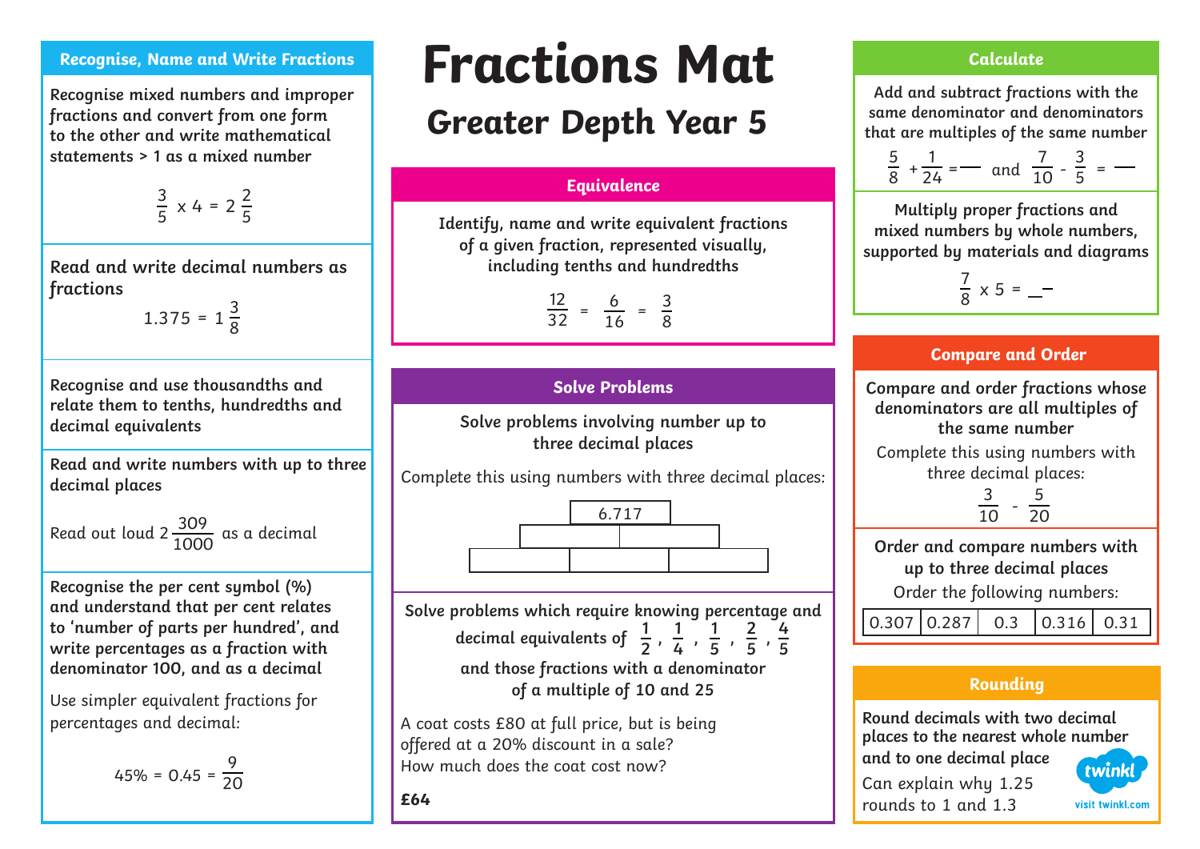# Fractions Mat

## Greater Depth Year 5

### Recognise, Name and Write Fractions

**Recognise mixed numbers and improper fractions and convert from one form to the other and write mathematical statements > 1 as a mixed number**

$$\frac{3}{5} \times 4 = 2\frac{2}{5}$$

**Read and write decimal numbers as fractions**

$$1.375 = 1\frac{3}{8}$$

**Recognise and use thousandths and relate them to tenths, hundredths and decimal equivalents**

**Read and write numbers with up to three decimal places**

Read out loud $2\frac{309}{1000}$ as a decimal

**Recognise the per cent symbol (%) and understand that per cent relates to 'number of parts per hundred', and write percentages as a fraction with denominator 100, and as a decimal**

Use simpler equivalent fractions for percentages and decimal:

$$45\% = 0.45 = \frac{9}{20}$$

### Equivalence

**Identify, name and write equivalent fractions of a given fraction, represented visually, including tenths and hundredths**

$$\frac{12}{32} = \frac{6}{16} = \frac{3}{8}$$

### Solve Problems

**Solve problems involving number up to three decimal places**

Complete this using numbers with three decimal places:

6.717

**Solve problems which require knowing percentage and decimal equivalents of $\frac{1}{2}$, $\frac{1}{4}$, $\frac{1}{5}$, $\frac{2}{5}$, $\frac{4}{5}$ and those fractions with a denominator of a multiple of 10 and 25**

A coat costs £80 at full price, but is being offered at a 20% discount in a sale? How much does the coat cost now?

**£64**

### Calculate

**Add and subtract fractions with the same denominator and denominators that are multiples of the same number**

$\frac{5}{8} + \frac{1}{24} = \_\_$ and $\frac{7}{10} - \frac{3}{5} = \_\_$

**Multiply proper fractions and mixed numbers by whole numbers, supported by materials and diagrams**

$$\frac{7}{8} \times 5 = \_\_$$

### Compare and Order

**Compare and order fractions whose denominators are all multiples of the same number**

Complete this using numbers with three decimal places:

$$\frac{3}{10} - \frac{5}{20}$$

**Order and compare numbers with up to three decimal places**

Order the following numbers:

| | | | | |
|---|---|---|---|---|
| 0.307 | 0.287 | 0.3 | 0.316 | 0.31 |

### Rounding

**Round decimals with two decimal places to the nearest whole number and to one decimal place**

Can explain why 1.25 rounds to 1 and 1.3